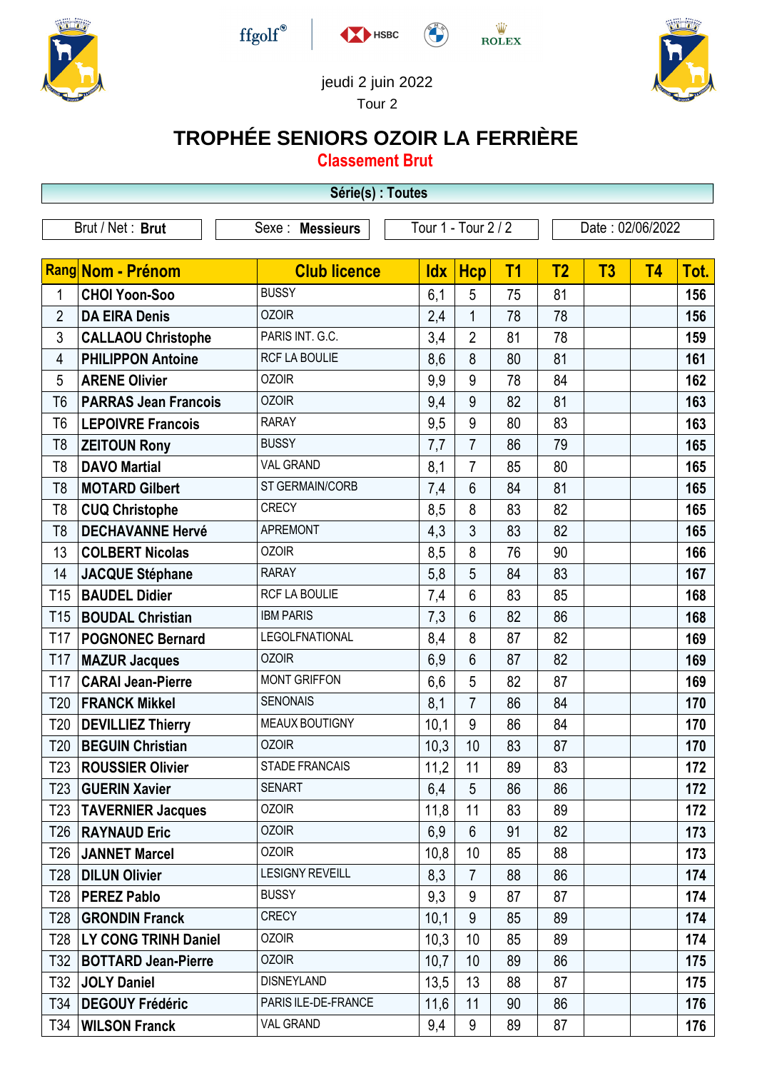jeudi 2 juin 2022

Tour 2

# TROPHÉE SENIORS OZOIR LA FERRIÈRE

## Classement Brut

**Série(s) : Toutes**

Brut / Net : **Brut** | Sexe : **Messieurs** | Tour 1 - Tour 2 / 2 | Date : 02/06/2022

| Rang | Nom - Prénom | Club licence | Idx | Hcp | T1 | T2 | T3 | T4 | Tot. |
|---|---|---|---|---|---|---|---|---|---|
| 1 | **CHOI Yoon-Soo** | BUSSY | 6,1 | 5 | 75 | 81 | | | **156** |
| 2 | **DA EIRA Denis** | OZOIR | 2,4 | 1 | 78 | 78 | | | **156** |
| 3 | **CALLAOU Christophe** | PARIS INT. G.C. | 3,4 | 2 | 81 | 78 | | | **159** |
| 4 | **PHILIPPON Antoine** | RCF LA BOULIE | 8,6 | 8 | 80 | 81 | | | **161** |
| 5 | **ARENE Olivier** | OZOIR | 9,9 | 9 | 78 | 84 | | | **162** |
| T6 | **PARRAS Jean Francois** | OZOIR | 9,4 | 9 | 82 | 81 | | | **163** |
| T6 | **LEPOIVRE Francois** | RARAY | 9,5 | 9 | 80 | 83 | | | **163** |
| T8 | **ZEITOUN Rony** | BUSSY | 7,7 | 7 | 86 | 79 | | | **165** |
| T8 | **DAVO Martial** | VAL GRAND | 8,1 | 7 | 85 | 80 | | | **165** |
| T8 | **MOTARD Gilbert** | ST GERMAIN/CORB | 7,4 | 6 | 84 | 81 | | | **165** |
| T8 | **CUQ Christophe** | CRECY | 8,5 | 8 | 83 | 82 | | | **165** |
| T8 | **DECHAVANNE Hervé** | APREMONT | 4,3 | 3 | 83 | 82 | | | **165** |
| 13 | **COLBERT Nicolas** | OZOIR | 8,5 | 8 | 76 | 90 | | | **166** |
| 14 | **JACQUE Stéphane** | RARAY | 5,8 | 5 | 84 | 83 | | | **167** |
| T15 | **BAUDEL Didier** | RCF LA BOULIE | 7,4 | 6 | 83 | 85 | | | **168** |
| T15 | **BOUDAL Christian** | IBM PARIS | 7,3 | 6 | 82 | 86 | | | **168** |
| T17 | **POGNONEC Bernard** | LEGOLFNATIONAL | 8,4 | 8 | 87 | 82 | | | **169** |
| T17 | **MAZUR Jacques** | OZOIR | 6,9 | 6 | 87 | 82 | | | **169** |
| T17 | **CARAI Jean-Pierre** | MONT GRIFFON | 6,6 | 5 | 82 | 87 | | | **169** |
| T20 | **FRANCK Mikkel** | SENONAIS | 8,1 | 7 | 86 | 84 | | | **170** |
| T20 | **DEVILLIEZ Thierry** | MEAUX BOUTIGNY | 10,1 | 9 | 86 | 84 | | | **170** |
| T20 | **BEGUIN Christian** | OZOIR | 10,3 | 10 | 83 | 87 | | | **170** |
| T23 | **ROUSSIER Olivier** | STADE FRANCAIS | 11,2 | 11 | 89 | 83 | | | **172** |
| T23 | **GUERIN Xavier** | SENART | 6,4 | 5 | 86 | 86 | | | **172** |
| T23 | **TAVERNIER Jacques** | OZOIR | 11,8 | 11 | 83 | 89 | | | **172** |
| T26 | **RAYNAUD Eric** | OZOIR | 6,9 | 6 | 91 | 82 | | | **173** |
| T26 | **JANNET Marcel** | OZOIR | 10,8 | 10 | 85 | 88 | | | **173** |
| T28 | **DILUN Olivier** | LESIGNY REVEILL | 8,3 | 7 | 88 | 86 | | | **174** |
| T28 | **PEREZ Pablo** | BUSSY | 9,3 | 9 | 87 | 87 | | | **174** |
| T28 | **GRONDIN Franck** | CRECY | 10,1 | 9 | 85 | 89 | | | **174** |
| T28 | **LY CONG TRINH Daniel** | OZOIR | 10,3 | 10 | 85 | 89 | | | **174** |
| T32 | **BOTTARD Jean-Pierre** | OZOIR | 10,7 | 10 | 89 | 86 | | | **175** |
| T32 | **JOLY Daniel** | DISNEYLAND | 13,5 | 13 | 88 | 87 | | | **175** |
| T34 | **DEGOUY Frédéric** | PARIS ILE-DE-FRANCE | 11,6 | 11 | 90 | 86 | | | **176** |
| T34 | **WILSON Franck** | VAL GRAND | 9,4 | 9 | 89 | 87 | | | **176** |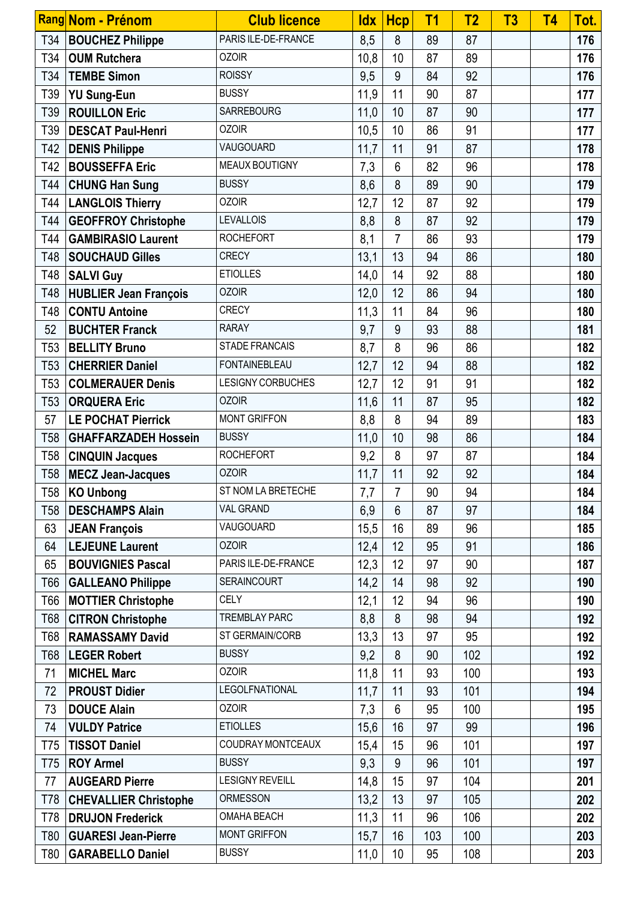| Rang | Nom - Prénom | Club licence | Idx | Hcp | T1 | T2 | T3 | T4 | Tot. |
|---|---|---|---|---|---|---|---|---|---|
| T34 | **BOUCHEZ Philippe** | PARIS ILE-DE-FRANCE | 8,5 | 8 | 89 | 87 | | | **176** |
| T34 | **OUM Rutchera** | OZOIR | 10,8 | 10 | 87 | 89 | | | **176** |
| T34 | **TEMBE Simon** | ROISSY | 9,5 | 9 | 84 | 92 | | | **176** |
| T39 | **YU Sung-Eun** | BUSSY | 11,9 | 11 | 90 | 87 | | | **177** |
| T39 | **ROUILLON Eric** | SARREBOURG | 11,0 | 10 | 87 | 90 | | | **177** |
| T39 | **DESCAT Paul-Henri** | OZOIR | 10,5 | 10 | 86 | 91 | | | **177** |
| T42 | **DENIS Philippe** | VAUGOUARD | 11,7 | 11 | 91 | 87 | | | **178** |
| T42 | **BOUSSEFFA Eric** | MEAUX BOUTIGNY | 7,3 | 6 | 82 | 96 | | | **178** |
| T44 | **CHUNG Han Sung** | BUSSY | 8,6 | 8 | 89 | 90 | | | **179** |
| T44 | **LANGLOIS Thierry** | OZOIR | 12,7 | 12 | 87 | 92 | | | **179** |
| T44 | **GEOFFROY Christophe** | LEVALLOIS | 8,8 | 8 | 87 | 92 | | | **179** |
| T44 | **GAMBIRASIO Laurent** | ROCHEFORT | 8,1 | 7 | 86 | 93 | | | **179** |
| T48 | **SOUCHAUD Gilles** | CRECY | 13,1 | 13 | 94 | 86 | | | **180** |
| T48 | **SALVI Guy** | ETIOLLES | 14,0 | 14 | 92 | 88 | | | **180** |
| T48 | **HUBLIER Jean François** | OZOIR | 12,0 | 12 | 86 | 94 | | | **180** |
| T48 | **CONTU Antoine** | CRECY | 11,3 | 11 | 84 | 96 | | | **180** |
| 52 | **BUCHTER Franck** | RARAY | 9,7 | 9 | 93 | 88 | | | **181** |
| T53 | **BELLITY Bruno** | STADE FRANCAIS | 8,7 | 8 | 96 | 86 | | | **182** |
| T53 | **CHERRIER Daniel** | FONTAINEBLEAU | 12,7 | 12 | 94 | 88 | | | **182** |
| T53 | **COLMERAUER Denis** | LESIGNY CORBUCHES | 12,7 | 12 | 91 | 91 | | | **182** |
| T53 | **ORQUERA Eric** | OZOIR | 11,6 | 11 | 87 | 95 | | | **182** |
| 57 | **LE POCHAT Pierrick** | MONT GRIFFON | 8,8 | 8 | 94 | 89 | | | **183** |
| T58 | **GHAFFARZADEH Hossein** | BUSSY | 11,0 | 10 | 98 | 86 | | | **184** |
| T58 | **CINQUIN Jacques** | ROCHEFORT | 9,2 | 8 | 97 | 87 | | | **184** |
| T58 | **MECZ Jean-Jacques** | OZOIR | 11,7 | 11 | 92 | 92 | | | **184** |
| T58 | **KO Unbong** | ST NOM LA BRETECHE | 7,7 | 7 | 90 | 94 | | | **184** |
| T58 | **DESCHAMPS Alain** | VAL GRAND | 6,9 | 6 | 87 | 97 | | | **184** |
| 63 | **JEAN François** | VAUGOUARD | 15,5 | 16 | 89 | 96 | | | **185** |
| 64 | **LEJEUNE Laurent** | OZOIR | 12,4 | 12 | 95 | 91 | | | **186** |
| 65 | **BOUVIGNIES Pascal** | PARIS ILE-DE-FRANCE | 12,3 | 12 | 97 | 90 | | | **187** |
| T66 | **GALLEANO Philippe** | SERAINCOURT | 14,2 | 14 | 98 | 92 | | | **190** |
| T66 | **MOTTIER Christophe** | CELY | 12,1 | 12 | 94 | 96 | | | **190** |
| T68 | **CITRON Christophe** | TREMBLAY PARC | 8,8 | 8 | 98 | 94 | | | **192** |
| T68 | **RAMASSAMY David** | ST GERMAIN/CORB | 13,3 | 13 | 97 | 95 | | | **192** |
| T68 | **LEGER Robert** | BUSSY | 9,2 | 8 | 90 | 102 | | | **192** |
| 71 | **MICHEL Marc** | OZOIR | 11,8 | 11 | 93 | 100 | | | **193** |
| 72 | **PROUST Didier** | LEGOLFNATIONAL | 11,7 | 11 | 93 | 101 | | | **194** |
| 73 | **DOUCE Alain** | OZOIR | 7,3 | 6 | 95 | 100 | | | **195** |
| 74 | **VULDY Patrice** | ETIOLLES | 15,6 | 16 | 97 | 99 | | | **196** |
| T75 | **TISSOT Daniel** | COUDRAY MONTCEAUX | 15,4 | 15 | 96 | 101 | | | **197** |
| T75 | **ROY Armel** | BUSSY | 9,3 | 9 | 96 | 101 | | | **197** |
| 77 | **AUGEARD Pierre** | LESIGNY REVEILL | 14,8 | 15 | 97 | 104 | | | **201** |
| T78 | **CHEVALLIER Christophe** | ORMESSON | 13,2 | 13 | 97 | 105 | | | **202** |
| T78 | **DRUJON Frederick** | OMAHA BEACH | 11,3 | 11 | 96 | 106 | | | **202** |
| T80 | **GUARESI Jean-Pierre** | MONT GRIFFON | 15,7 | 16 | 103 | 100 | | | **203** |
| T80 | **GARABELLO Daniel** | BUSSY | 11,0 | 10 | 95 | 108 | | | **203** |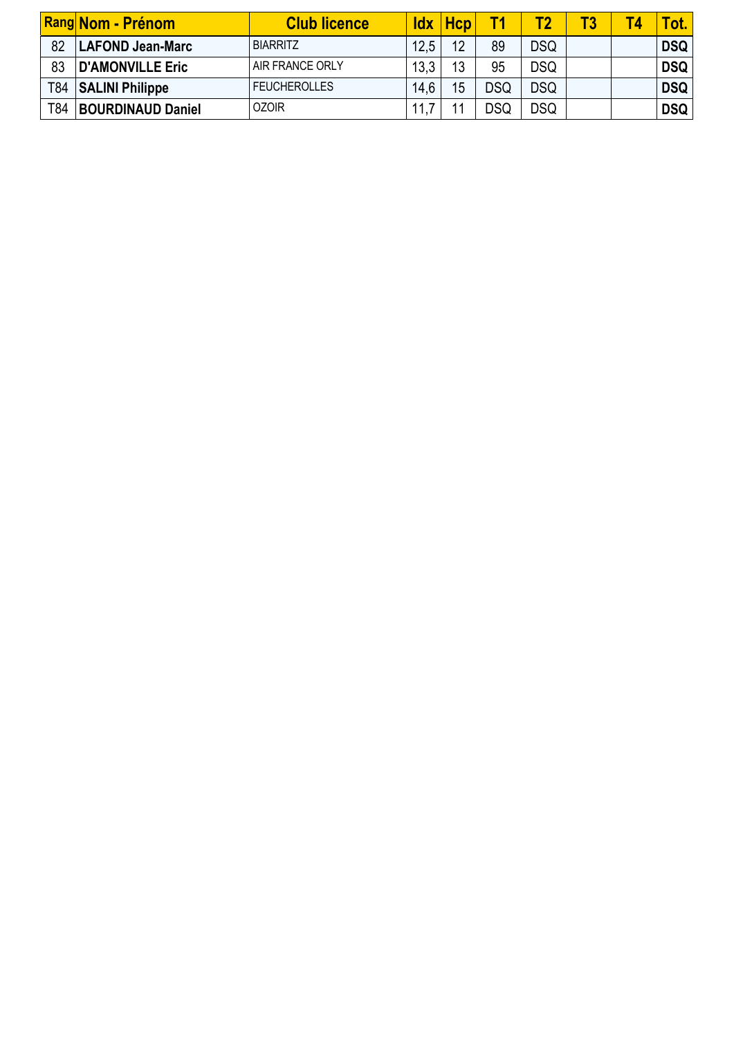| Rang | Nom - Prénom | Club licence | Idx | Hcp | T1 | T2 | T3 | T4 | Tot. |
|---|---|---|---|---|---|---|---|---|---|
| 82 | **LAFOND Jean-Marc** | BIARRITZ | 12,5 | 12 | 89 | DSQ | | | **DSQ** |
| 83 | **D'AMONVILLE Eric** | AIR FRANCE ORLY | 13,3 | 13 | 95 | DSQ | | | **DSQ** |
| T84 | **SALINI Philippe** | FEUCHEROLLES | 14,6 | 15 | DSQ | DSQ | | | **DSQ** |
| T84 | **BOURDINAUD Daniel** | OZOIR | 11,7 | 11 | DSQ | DSQ | | | **DSQ** |